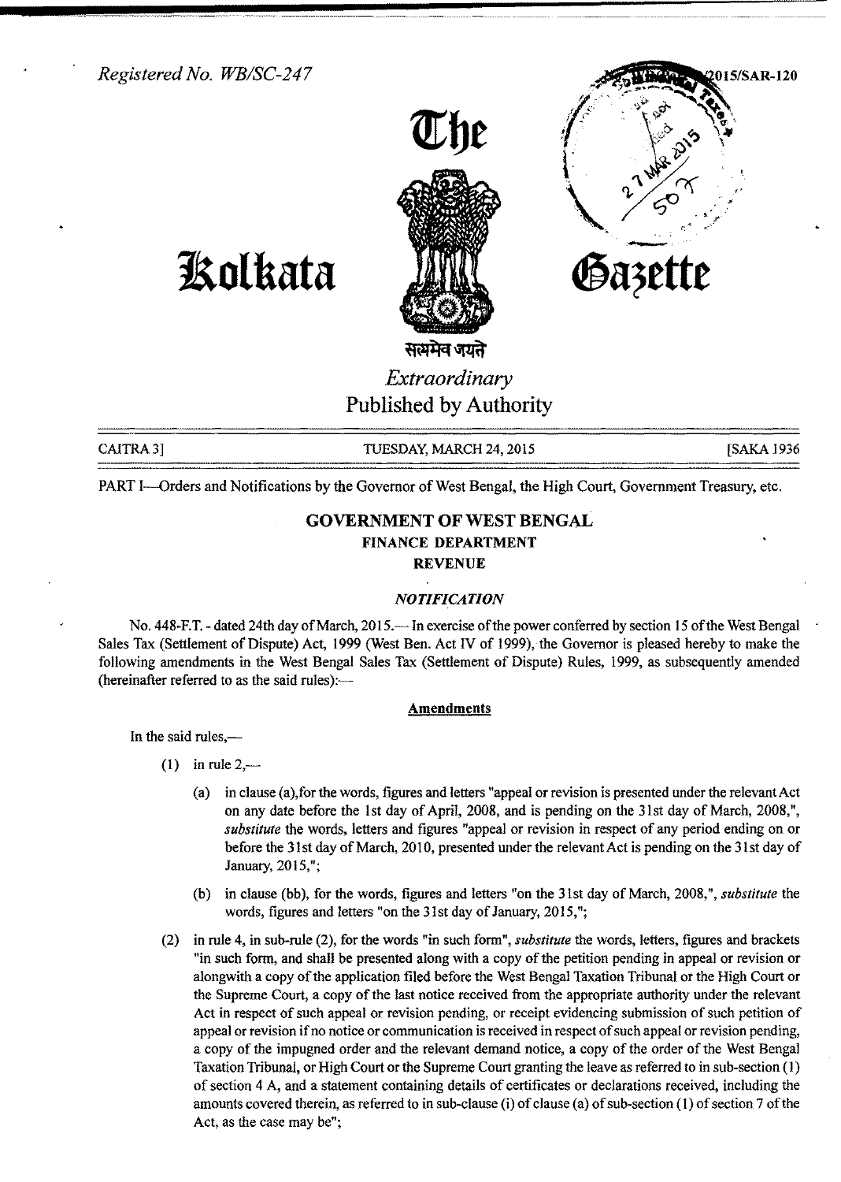Registered No. WB/SC-247

2015/SAR-120

# The Kolkata Gazette

सत्यमेव जयते

*Extraordinary*

Published by Authority

CAITRA 3] TUESDAY, MARCH 24, 2015 [SAKA 1936

PART I—Orders and Notifications by the Governor of West Bengal, the High Court, Government Treasury, etc.

## GOVERNMENT OF WEST BENGAL

### FINANCE DEPARTMENT

### REVENUE

#### *NOTIFICATION*

No. 448-F.T. - dated 24th day of March, 2015.— In exercise of the power conferred by section 15 of the West Bengal Sales Tax (Settlement of Dispute) Act, 1999 (West Ben. Act IV of 1999), the Governor is pleased hereby to make the following amendments in the West Bengal Sales Tax (Settlement of Dispute) Rules, 1999, as subsequently amended (hereinafter referred to as the said rules):—

**Amendments**

In the said rules,—

(1) in rule 2,—

   (a) in clause (a), for the words, figures and letters "appeal or revision is presented under the relevant Act on any date before the 1st day of April, 2008, and is pending on the 31st day of March, 2008,", *substitute* the words, letters and figures "appeal or revision in respect of any period ending on or before the 31st day of March, 2010, presented under the relevant Act is pending on the 31st day of January, 2015,";

   (b) in clause (bb), for the words, figures and letters "on the 31st day of March, 2008,", *substitute* the words, figures and letters "on the 31st day of January, 2015,";

(2) in rule 4, in sub-rule (2), for the words "in such form", *substitute* the words, letters, figures and brackets "in such form, and shall be presented along with a copy of the petition pending in appeal or revision or alongwith a copy of the application filed before the West Bengal Taxation Tribunal or the High Court or the Supreme Court, a copy of the last notice received from the appropriate authority under the relevant Act in respect of such appeal or revision pending, or receipt evidencing submission of such petition of appeal or revision if no notice or communication is received in respect of such appeal or revision pending, a copy of the impugned order and the relevant demand notice, a copy of the order of the West Bengal Taxation Tribunal, or High Court or the Supreme Court granting the leave as referred to in sub-section (1) of section 4 A, and a statement containing details of certificates or declarations received, including the amounts covered therein, as referred to in sub-clause (i) of clause (a) of sub-section (1) of section 7 of the Act, as the case may be";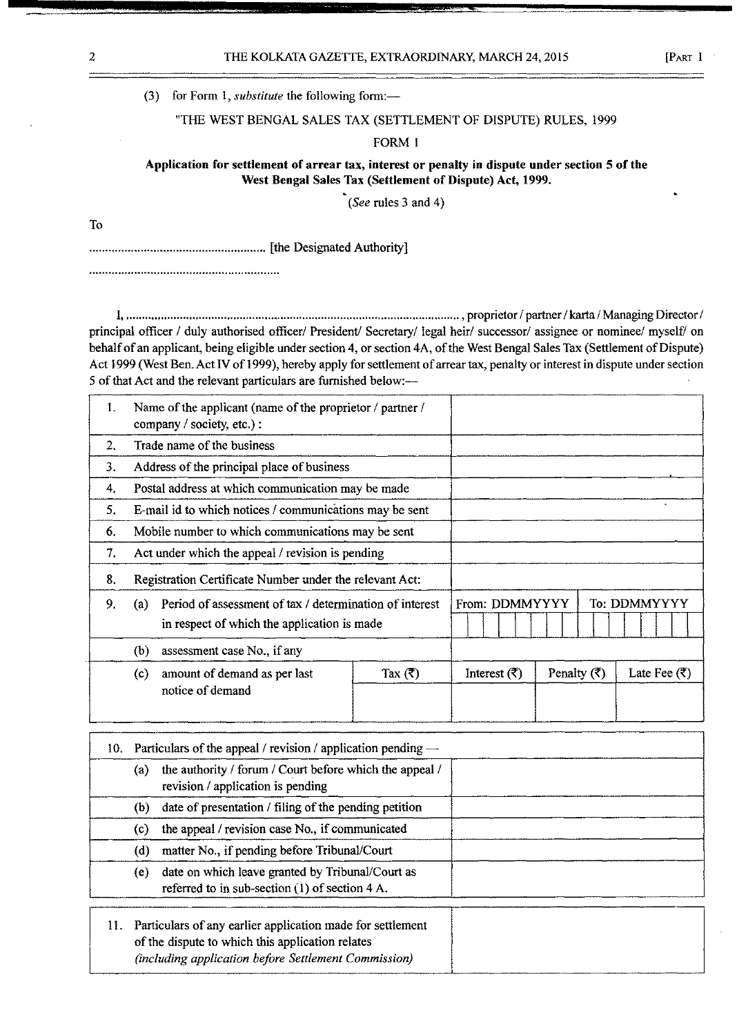(3) for Form 1, *substitute* the following form:—

"THE WEST BENGAL SALES TAX (SETTLEMENT OF DISPUTE) RULES, 1999

FORM 1

**Application for settlement of arrear tax, interest or penalty in dispute under section 5 of the West Bengal Sales Tax (Settlement of Dispute) Act, 1999.**

(*See* rules 3 and 4)

To

........................................................ [the Designated Authority]

...........................................................

I, ........................................................................................................, proprietor / partner / karta / Managing Director / principal officer / duly authorised officer/ President/ Secretary/ legal heir/ successor/ assignee or nominee/ myself/ on behalf of an applicant, being eligible under section 4, or section 4A, of the West Bengal Sales Tax (Settlement of Dispute) Act 1999 (West Ben. Act IV of 1999), hereby apply for settlement of arrear tax, penalty or interest in dispute under section 5 of that Act and the relevant particulars are furnished below:—

| | | | | | | |
|---|---|---|---|---|---|---|
| 1. | Name of the applicant (name of the proprietor / partner / company / society, etc.) : | | | | | |
| 2. | Trade name of the business | | | | | |
| 3. | Address of the principal place of business | | | | | |
| 4. | Postal address at which communication may be made | | | | | |
| 5. | E-mail id to which notices / communications may be sent | | | | | |
| 6. | Mobile number to which communications may be sent | | | | | |
| 7. | Act under which the appeal / revision is pending | | | | | |
| 8. | Registration Certificate Number under the relevant Act: | | | | | |
| 9. | (a) Period of assessment of tax / determination of interest in respect of which the application is made | | From: DDMMYYYY | | To: DDMMYYYY | |
| | (b) assessment case No., if any | | | | | |
| | (c) amount of demand as per last notice of demand | Tax (₹) | Interest (₹) | Penalty (₹) | Late Fee (₹) | |

| | |
|---|---|
| 10. Particulars of the appeal / revision / application pending — | |
| (a) the authority / forum / Court before which the appeal / revision / application is pending | |
| (b) date of presentation / filing of the pending petition | |
| (c) the appeal / revision case No., if communicated | |
| (d) matter No., if pending before Tribunal/Court | |
| (e) date on which leave granted by Tribunal/Court as referred to in sub-section (1) of section 4 A. | |

| | |
|---|---|
| 11. Particulars of any earlier application made for settlement of the dispute to which this application relates *(including application before Settlement Commission)* | |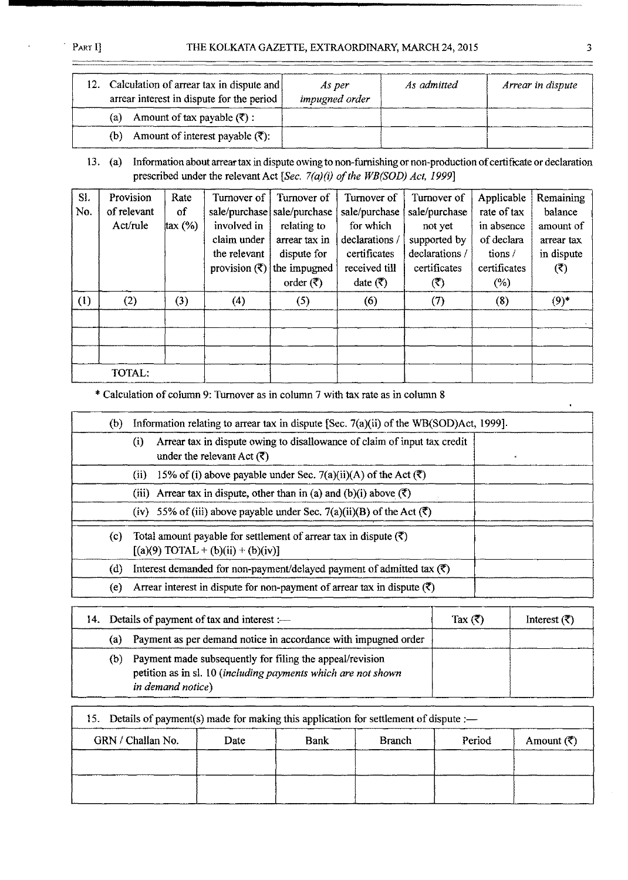| 12. Calculation of arrear tax in dispute and arrear interest in dispute for the period | *As per impugned order* | *As admitted* | *Arrear in dispute* |
|---|---|---|---|
| (a) Amount of tax payable (₹) : | | | |
| (b) Amount of interest payable (₹): | | | |

13. (a) Information about arrear tax in dispute owing to non-furnishing or non-production of certificate or declaration prescribed under the relevant Act [*Sec. 7(a)(i) of the WB(SOD) Act, 1999*]

| Sl. No. | Provision of relevant Act/rule | Rate of tax (%) | Turnover of sale/purchase involved in claim under the relevant provision (₹) | Turnover of sale/purchase relating to arrear tax in dispute for the impugned order (₹) | Turnover of sale/purchase for which declarations / certificates received till date (₹) | Turnover of sale/purchase not yet supported by declarations / certificates (₹) | Applicable rate of tax in absence of declara tions / certificates (%) | Remaining balance amount of arrear tax in dispute (₹) |
|---|---|---|---|---|---|---|---|---|
| (1) | (2) | (3) | (4) | (5) | (6) | (7) | (8) | (9)* |
| | | | | | | | | |
| | | | | | | | | |
| | | | | | | | | |
| | TOTAL: | | | | | | | |

\* Calculation of column 9: Turnover as in column 7 with tax rate as in column 8

| (b) Information relating to arrear tax in dispute [Sec. 7(a)(ii) of the WB(SOD)Act, 1999]. | |
|---|---|
| (i) Arrear tax in dispute owing to disallowance of claim of input tax credit under the relevant Act (₹) | |
| (ii) 15% of (i) above payable under Sec. 7(a)(ii)(A) of the Act (₹) | |
| (iii) Arrear tax in dispute, other than in (a) and (b)(i) above (₹) | |
| (iv) 55% of (iii) above payable under Sec. 7(a)(ii)(B) of the Act (₹) | |
| (c) Total amount payable for settlement of arrear tax in dispute (₹) [(a)(9) TOTAL + (b)(ii) + (b)(iv)] | |
| (d) Interest demanded for non-payment/delayed payment of admitted tax (₹) | |
| (e) Arrear interest in dispute for non-payment of arrear tax in dispute (₹) | |

| 14. Details of payment of tax and interest :— | Tax (₹) | Interest (₹) |
|---|---|---|
| (a) Payment as per demand notice in accordance with impugned order | | |
| (b) Payment made subsequently for filing the appeal/revision petition as in sl. 10 (*including payments which are not shown in demand notice*) | | |

15. Details of payment(s) made for making this application for settlement of dispute :—

| GRN / Challan No. | Date | Bank | Branch | Period | Amount (₹) |
|---|---|---|---|---|---|
| | | | | | |
| | | | | | |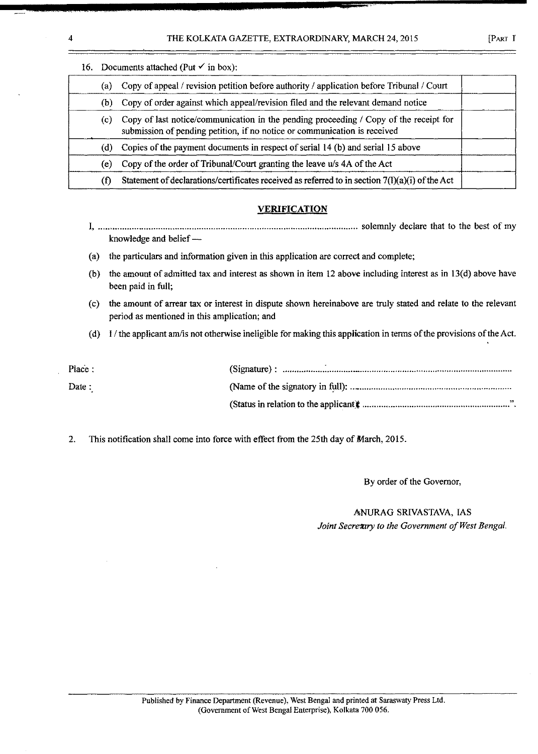16. Documents attached (Put ✓ in box):

| | | |
|---|---|---|
| (a) | Copy of appeal / revision petition before authority / application before Tribunal / Court | |
| (b) | Copy of order against which appeal/revision filed and the relevant demand notice | |
| (c) | Copy of last notice/communication in the pending proceeding / Copy of the receipt for submission of pending petition, if no notice or communication is received | |
| (d) | Copies of the payment documents in respect of serial 14 (b) and serial 15 above | |
| (e) | Copy of the order of Tribunal/Court granting the leave u/s 4A of the Act | |
| (f) | Statement of declarations/certificates received as referred to in section 7(l)(a)(i) of the Act | |

## VERIFICATION

I, .......................................................................................................... solemnly declare that to the best of my knowledge and belief —

(a) the particulars and information given in this application are correct and complete;

(b) the amount of admitted tax and interest as shown in item 12 above including interest as in 13(d) above have been paid in full;

(c) the amount of arrear tax or interest in dispute shown hereinabove are truly stated and relate to the relevant period as mentioned in this amplication; and

(d) I / the applicant am/is not otherwise ineligible for making this application in terms of the provisions of the Act.

Place : (Signature) : ..............................................................................................

Date : (Name of the signatory in full): ..................................................................

(Status in relation to the applicant): ............................................................".

2. This notification shall come into force with effect from the 25th day of March, 2015.

By order of the Governor,

ANURAG SRIVASTAVA, IAS

*Joint Secretary to the Government of West Bengal.*

Published by Finance Department (Revenue), West Bengal and printed at Saraswaty Press Ltd. (Government of West Bengal Enterprise), Kolkata 700 056.